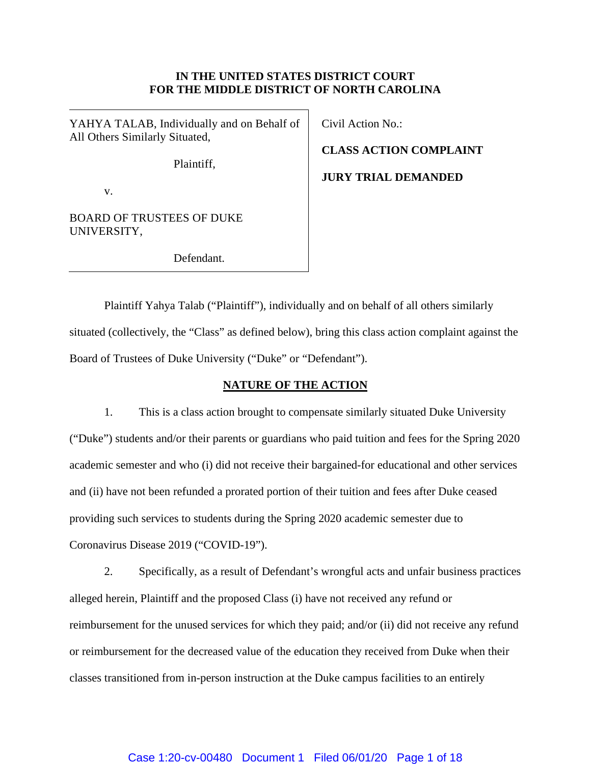**IN THE UNITED STATES DISTRICT COURT**
**FOR THE MIDDLE DISTRICT OF NORTH CAROLINA**

| | |
|---|---|
| YAHYA TALAB, Individually and on Behalf of All Others Similarly Situated,<br><br>Plaintiff,<br><br>v.<br><br>BOARD OF TRUSTEES OF DUKE UNIVERSITY,<br><br>Defendant. | Civil Action No.:<br><br>**CLASS ACTION COMPLAINT**<br><br>**JURY TRIAL DEMANDED** |

Plaintiff Yahya Talab ("Plaintiff"), individually and on behalf of all others similarly situated (collectively, the "Class" as defined below), bring this class action complaint against the Board of Trustees of Duke University ("Duke" or "Defendant").

## NATURE OF THE ACTION

1. This is a class action brought to compensate similarly situated Duke University ("Duke") students and/or their parents or guardians who paid tuition and fees for the Spring 2020 academic semester and who (i) did not receive their bargained-for educational and other services and (ii) have not been refunded a prorated portion of their tuition and fees after Duke ceased providing such services to students during the Spring 2020 academic semester due to Coronavirus Disease 2019 ("COVID-19").

2. Specifically, as a result of Defendant's wrongful acts and unfair business practices alleged herein, Plaintiff and the proposed Class (i) have not received any refund or reimbursement for the unused services for which they paid; and/or (ii) did not receive any refund or reimbursement for the decreased value of the education they received from Duke when their classes transitioned from in-person instruction at the Duke campus facilities to an entirely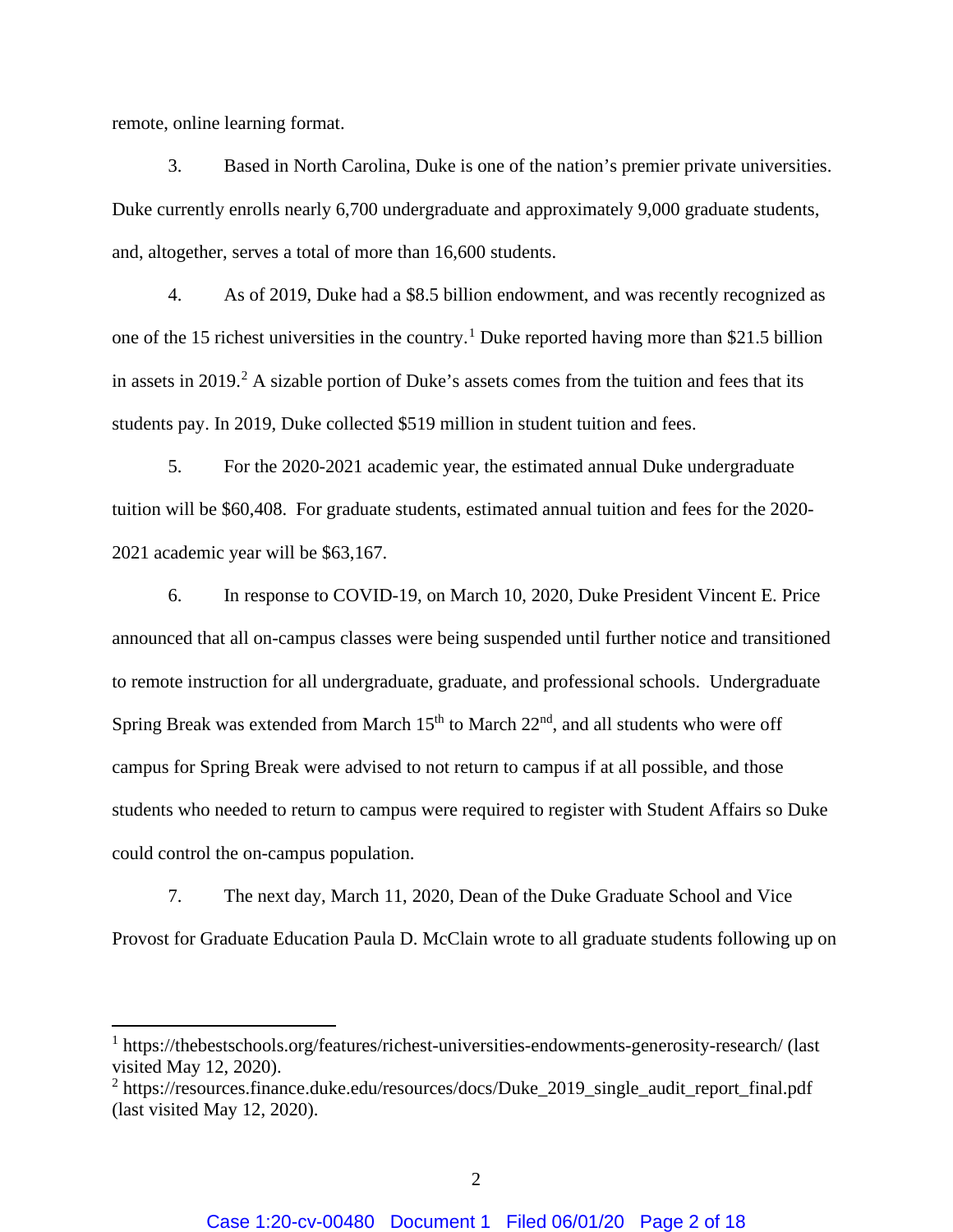remote, online learning format.

3. Based in North Carolina, Duke is one of the nation's premier private universities. Duke currently enrolls nearly 6,700 undergraduate and approximately 9,000 graduate students, and, altogether, serves a total of more than 16,600 students.

4. As of 2019, Duke had a $8.5 billion endowment, and was recently recognized as one of the 15 richest universities in the country.[1] Duke reported having more than $21.5 billion in assets in 2019.[2] A sizable portion of Duke's assets comes from the tuition and fees that its students pay. In 2019, Duke collected $519 million in student tuition and fees.

5. For the 2020-2021 academic year, the estimated annual Duke undergraduate tuition will be $60,408. For graduate students, estimated annual tuition and fees for the 2020-2021 academic year will be $63,167.

6. In response to COVID-19, on March 10, 2020, Duke President Vincent E. Price announced that all on-campus classes were being suspended until further notice and transitioned to remote instruction for all undergraduate, graduate, and professional schools. Undergraduate Spring Break was extended from March 15th to March 22nd, and all students who were off campus for Spring Break were advised to not return to campus if at all possible, and those students who needed to return to campus were required to register with Student Affairs so Duke could control the on-campus population.

7. The next day, March 11, 2020, Dean of the Duke Graduate School and Vice Provost for Graduate Education Paula D. McClain wrote to all graduate students following up on

---

[1] https://thebestschools.org/features/richest-universities-endowments-generosity-research/ (last visited May 12, 2020).

[2] https://resources.finance.duke.edu/resources/docs/Duke_2019_single_audit_report_final.pdf (last visited May 12, 2020).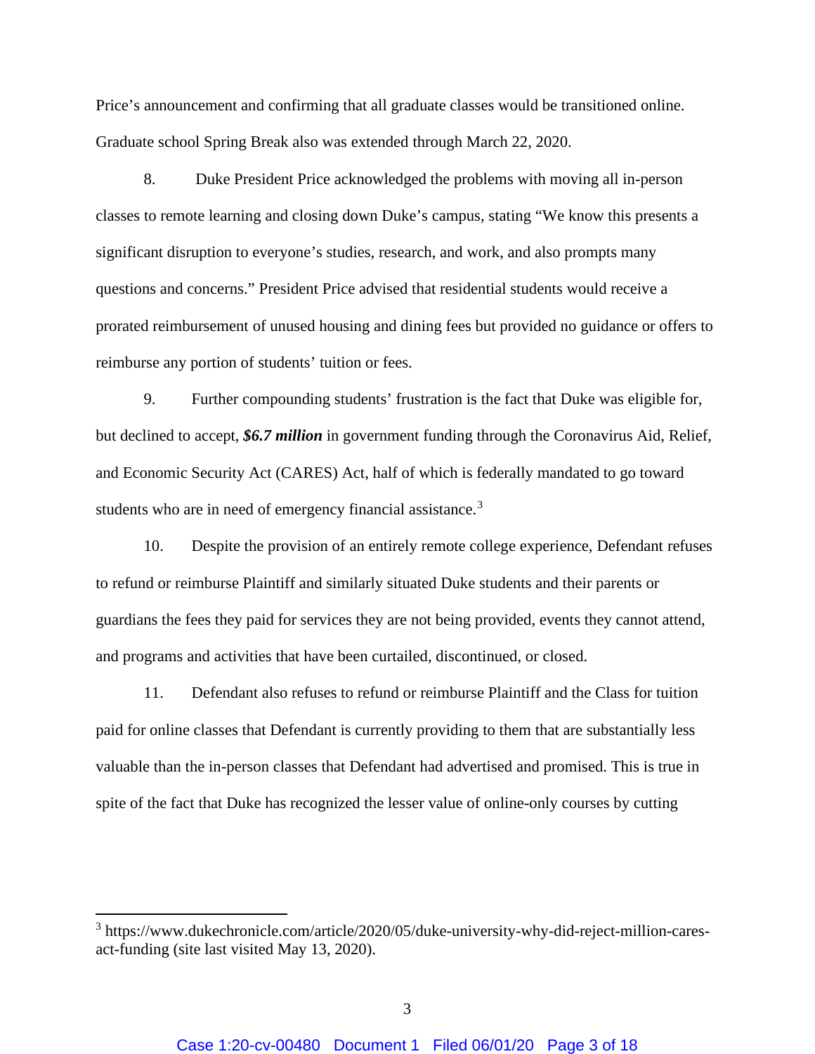Price's announcement and confirming that all graduate classes would be transitioned online. Graduate school Spring Break also was extended through March 22, 2020.

8. Duke President Price acknowledged the problems with moving all in-person classes to remote learning and closing down Duke's campus, stating "We know this presents a significant disruption to everyone's studies, research, and work, and also prompts many questions and concerns." President Price advised that residential students would receive a prorated reimbursement of unused housing and dining fees but provided no guidance or offers to reimburse any portion of students' tuition or fees.

9. Further compounding students' frustration is the fact that Duke was eligible for, but declined to accept, ***$6.7 million*** in government funding through the Coronavirus Aid, Relief, and Economic Security Act (CARES) Act, half of which is federally mandated to go toward students who are in need of emergency financial assistance.[3]

10. Despite the provision of an entirely remote college experience, Defendant refuses to refund or reimburse Plaintiff and similarly situated Duke students and their parents or guardians the fees they paid for services they are not being provided, events they cannot attend, and programs and activities that have been curtailed, discontinued, or closed.

11. Defendant also refuses to refund or reimburse Plaintiff and the Class for tuition paid for online classes that Defendant is currently providing to them that are substantially less valuable than the in-person classes that Defendant had advertised and promised. This is true in spite of the fact that Duke has recognized the lesser value of online-only courses by cutting

---

[3] https://www.dukechronicle.com/article/2020/05/duke-university-why-did-reject-million-cares-act-funding (site last visited May 13, 2020).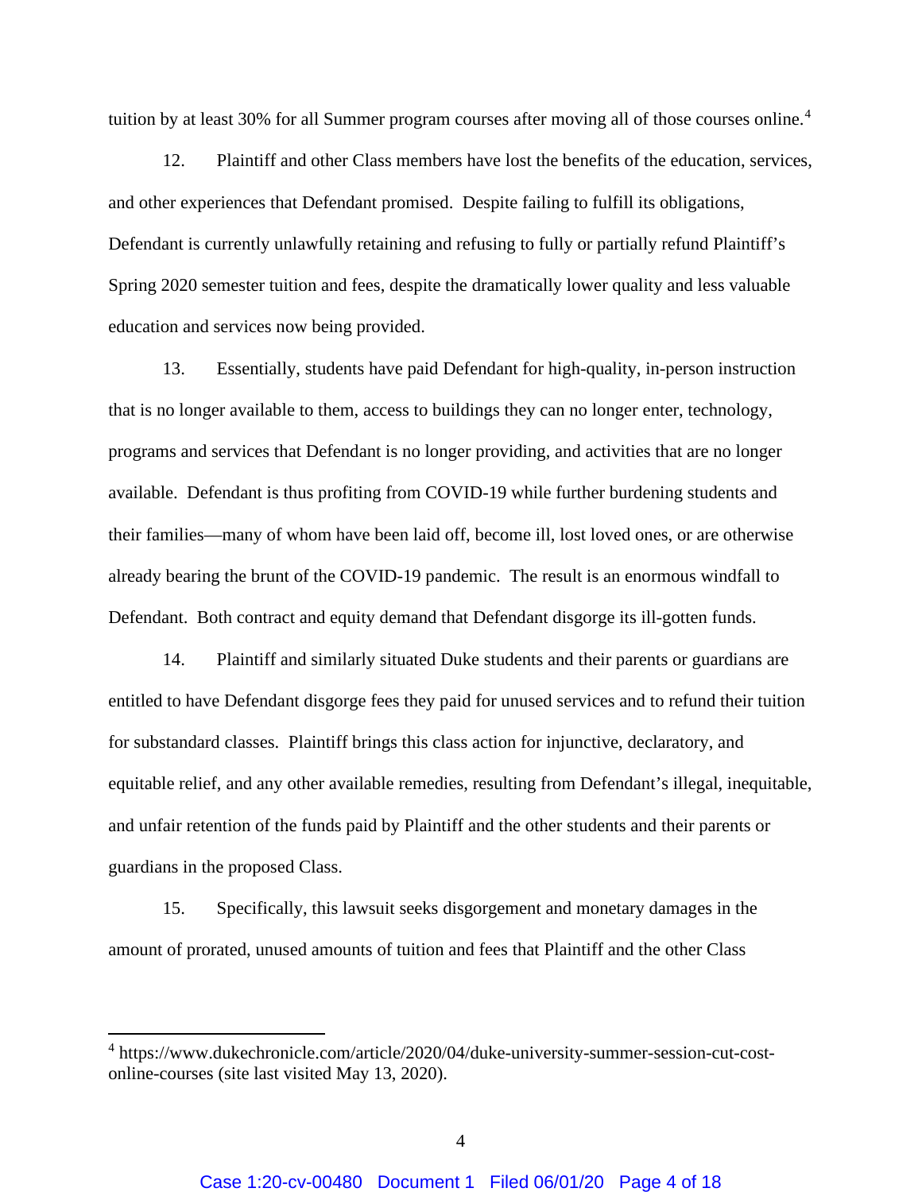tuition by at least 30% for all Summer program courses after moving all of those courses online.[4]

12. Plaintiff and other Class members have lost the benefits of the education, services, and other experiences that Defendant promised. Despite failing to fulfill its obligations, Defendant is currently unlawfully retaining and refusing to fully or partially refund Plaintiff's Spring 2020 semester tuition and fees, despite the dramatically lower quality and less valuable education and services now being provided.

13. Essentially, students have paid Defendant for high-quality, in-person instruction that is no longer available to them, access to buildings they can no longer enter, technology, programs and services that Defendant is no longer providing, and activities that are no longer available. Defendant is thus profiting from COVID-19 while further burdening students and their families—many of whom have been laid off, become ill, lost loved ones, or are otherwise already bearing the brunt of the COVID-19 pandemic. The result is an enormous windfall to Defendant. Both contract and equity demand that Defendant disgorge its ill-gotten funds.

14. Plaintiff and similarly situated Duke students and their parents or guardians are entitled to have Defendant disgorge fees they paid for unused services and to refund their tuition for substandard classes. Plaintiff brings this class action for injunctive, declaratory, and equitable relief, and any other available remedies, resulting from Defendant's illegal, inequitable, and unfair retention of the funds paid by Plaintiff and the other students and their parents or guardians in the proposed Class.

15. Specifically, this lawsuit seeks disgorgement and monetary damages in the amount of prorated, unused amounts of tuition and fees that Plaintiff and the other Class

---

[4] https://www.dukechronicle.com/article/2020/04/duke-university-summer-session-cut-cost-online-courses (site last visited May 13, 2020).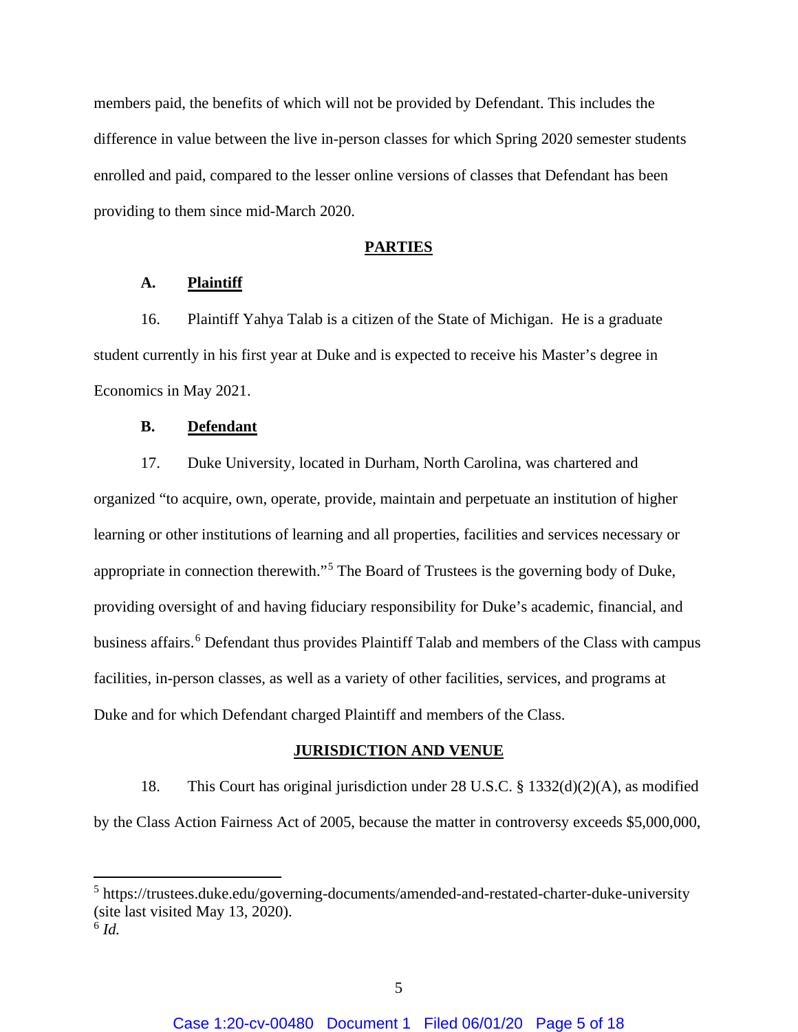members paid, the benefits of which will not be provided by Defendant. This includes the difference in value between the live in-person classes for which Spring 2020 semester students enrolled and paid, compared to the lesser online versions of classes that Defendant has been providing to them since mid-March 2020.

## PARTIES

### A. Plaintiff

16. Plaintiff Yahya Talab is a citizen of the State of Michigan. He is a graduate student currently in his first year at Duke and is expected to receive his Master's degree in Economics in May 2021.

### B. Defendant

17. Duke University, located in Durham, North Carolina, was chartered and organized "to acquire, own, operate, provide, maintain and perpetuate an institution of higher learning or other institutions of learning and all properties, facilities and services necessary or appropriate in connection therewith."[5] The Board of Trustees is the governing body of Duke, providing oversight of and having fiduciary responsibility for Duke's academic, financial, and business affairs.[6] Defendant thus provides Plaintiff Talab and members of the Class with campus facilities, in-person classes, as well as a variety of other facilities, services, and programs at Duke and for which Defendant charged Plaintiff and members of the Class.

## JURISDICTION AND VENUE

18. This Court has original jurisdiction under 28 U.S.C. § 1332(d)(2)(A), as modified by the Class Action Fairness Act of 2005, because the matter in controversy exceeds $5,000,000,

---

[5] https://trustees.duke.edu/governing-documents/amended-and-restated-charter-duke-university (site last visited May 13, 2020).

[6] *Id.*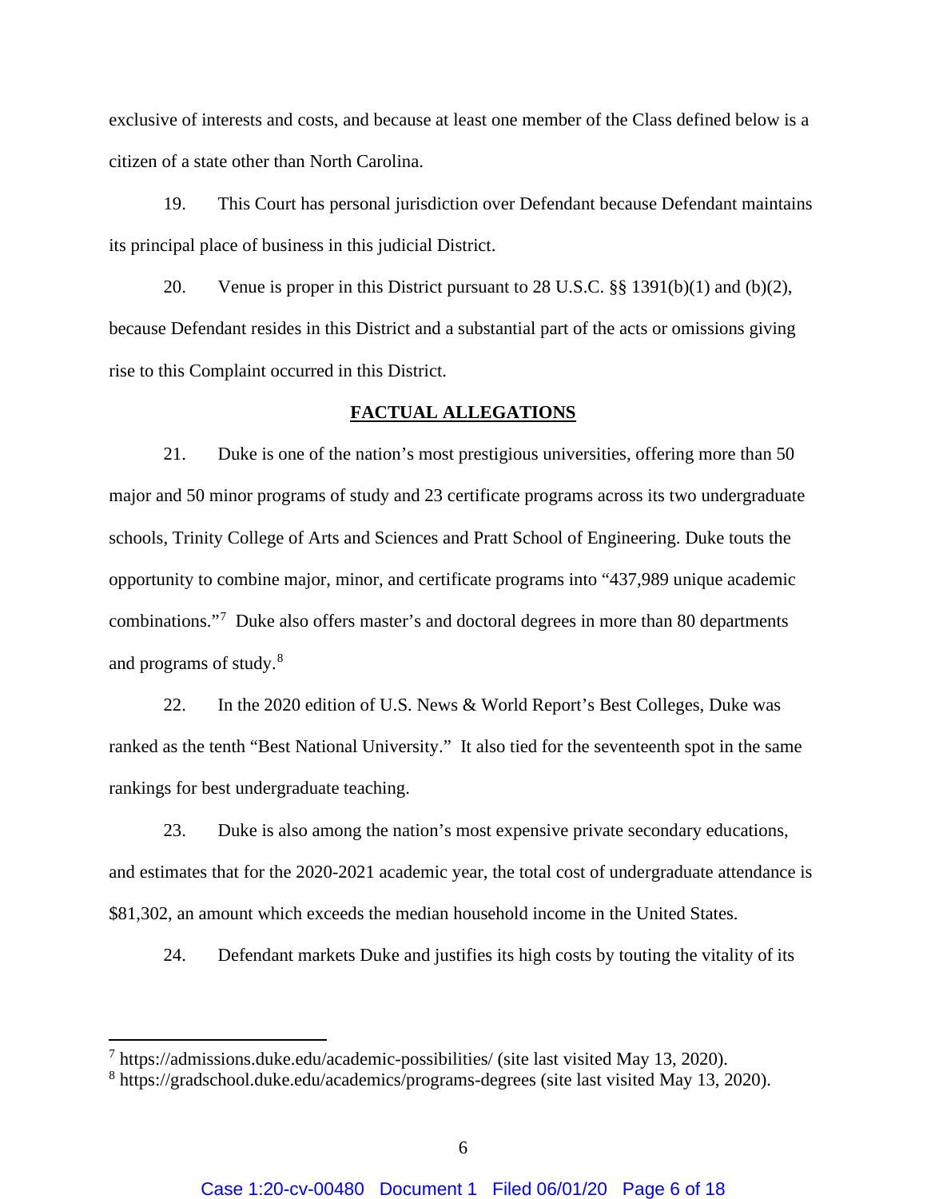exclusive of interests and costs, and because at least one member of the Class defined below is a citizen of a state other than North Carolina.

19. This Court has personal jurisdiction over Defendant because Defendant maintains its principal place of business in this judicial District.

20. Venue is proper in this District pursuant to 28 U.S.C. §§ 1391(b)(1) and (b)(2), because Defendant resides in this District and a substantial part of the acts or omissions giving rise to this Complaint occurred in this District.

## FACTUAL ALLEGATIONS

21. Duke is one of the nation's most prestigious universities, offering more than 50 major and 50 minor programs of study and 23 certificate programs across its two undergraduate schools, Trinity College of Arts and Sciences and Pratt School of Engineering. Duke touts the opportunity to combine major, minor, and certificate programs into "437,989 unique academic combinations."[7] Duke also offers master's and doctoral degrees in more than 80 departments and programs of study.[8]

22. In the 2020 edition of U.S. News & World Report's Best Colleges, Duke was ranked as the tenth "Best National University." It also tied for the seventeenth spot in the same rankings for best undergraduate teaching.

23. Duke is also among the nation's most expensive private secondary educations, and estimates that for the 2020-2021 academic year, the total cost of undergraduate attendance is $81,302, an amount which exceeds the median household income in the United States.

24. Defendant markets Duke and justifies its high costs by touting the vitality of its

---

[7] https://admissions.duke.edu/academic-possibilities/ (site last visited May 13, 2020).

[8] https://gradschool.duke.edu/academics/programs-degrees (site last visited May 13, 2020).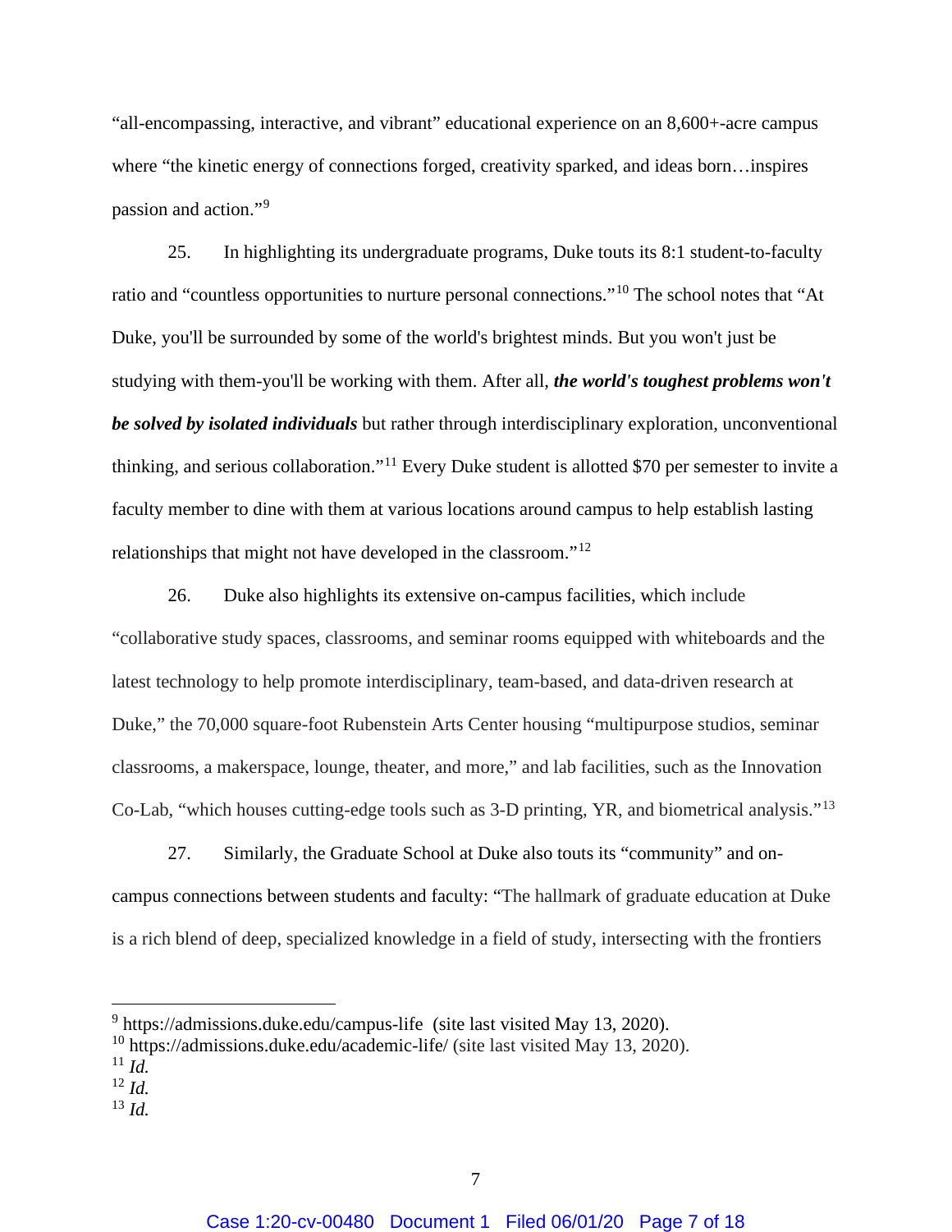"all-encompassing, interactive, and vibrant" educational experience on an 8,600+-acre campus where "the kinetic energy of connections forged, creativity sparked, and ideas born…inspires passion and action."[9]

25. In highlighting its undergraduate programs, Duke touts its 8:1 student-to-faculty ratio and "countless opportunities to nurture personal connections."[10] The school notes that "At Duke, you'll be surrounded by some of the world's brightest minds. But you won't just be studying with them-you'll be working with them. After all, ***the world's toughest problems won't be solved by isolated individuals*** but rather through interdisciplinary exploration, unconventional thinking, and serious collaboration."[11] Every Duke student is allotted $70 per semester to invite a faculty member to dine with them at various locations around campus to help establish lasting relationships that might not have developed in the classroom."[12]

26. Duke also highlights its extensive on-campus facilities, which include "collaborative study spaces, classrooms, and seminar rooms equipped with whiteboards and the latest technology to help promote interdisciplinary, team-based, and data-driven research at Duke," the 70,000 square-foot Rubenstein Arts Center housing "multipurpose studios, seminar classrooms, a makerspace, lounge, theater, and more," and lab facilities, such as the Innovation Co-Lab, "which houses cutting-edge tools such as 3-D printing, YR, and biometrical analysis."[13]

27. Similarly, the Graduate School at Duke also touts its "community" and on-campus connections between students and faculty: "The hallmark of graduate education at Duke is a rich blend of deep, specialized knowledge in a field of study, intersecting with the frontiers

---

[9] https://admissions.duke.edu/campus-life (site last visited May 13, 2020).
[10] https://admissions.duke.edu/academic-life/ (site last visited May 13, 2020).
[11] *Id.*
[12] *Id.*
[13] *Id.*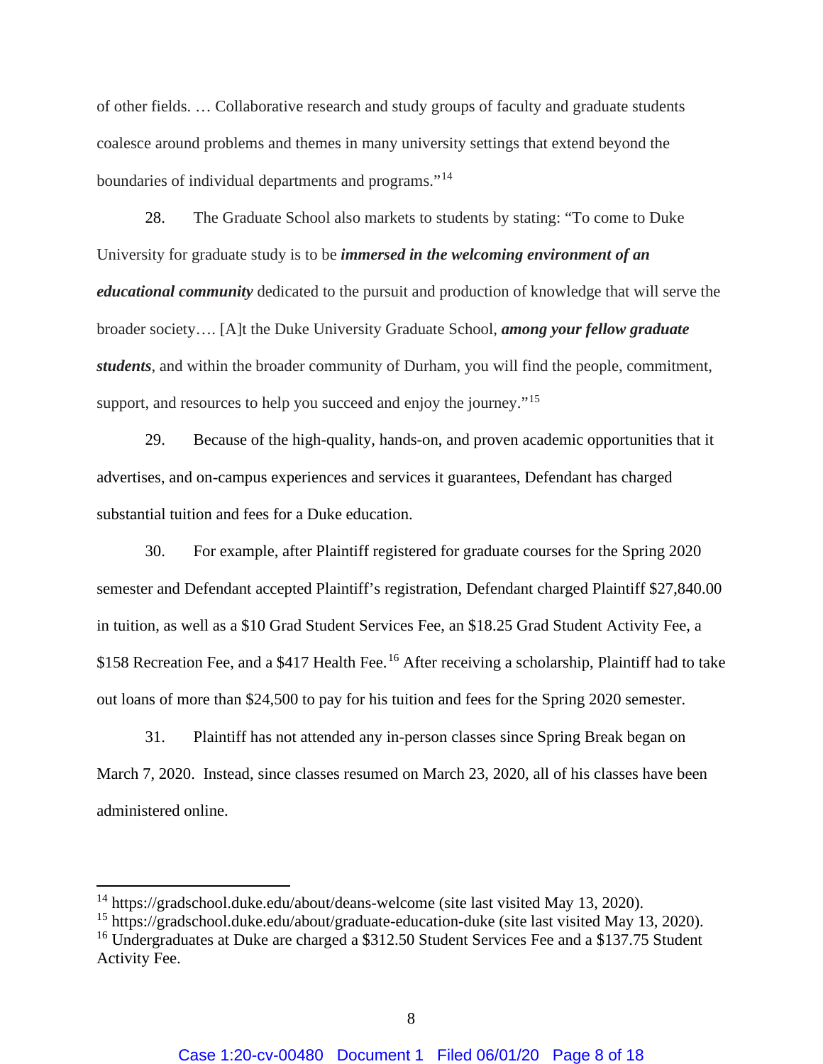of other fields. … Collaborative research and study groups of faculty and graduate students coalesce around problems and themes in many university settings that extend beyond the boundaries of individual departments and programs."[14]

28. The Graduate School also markets to students by stating: "To come to Duke University for graduate study is to be ***immersed in the welcoming environment of an educational community*** dedicated to the pursuit and production of knowledge that will serve the broader society…. [A]t the Duke University Graduate School, ***among your fellow graduate students***, and within the broader community of Durham, you will find the people, commitment, support, and resources to help you succeed and enjoy the journey."[15]

29. Because of the high-quality, hands-on, and proven academic opportunities that it advertises, and on-campus experiences and services it guarantees, Defendant has charged substantial tuition and fees for a Duke education.

30. For example, after Plaintiff registered for graduate courses for the Spring 2020 semester and Defendant accepted Plaintiff's registration, Defendant charged Plaintiff $27,840.00 in tuition, as well as a $10 Grad Student Services Fee, an $18.25 Grad Student Activity Fee, a $158 Recreation Fee, and a $417 Health Fee.[16] After receiving a scholarship, Plaintiff had to take out loans of more than $24,500 to pay for his tuition and fees for the Spring 2020 semester.

31. Plaintiff has not attended any in-person classes since Spring Break began on March 7, 2020. Instead, since classes resumed on March 23, 2020, all of his classes have been administered online.

---

[14] https://gradschool.duke.edu/about/deans-welcome (site last visited May 13, 2020).

[15] https://gradschool.duke.edu/about/graduate-education-duke (site last visited May 13, 2020).

[16] Undergraduates at Duke are charged a $312.50 Student Services Fee and a $137.75 Student Activity Fee.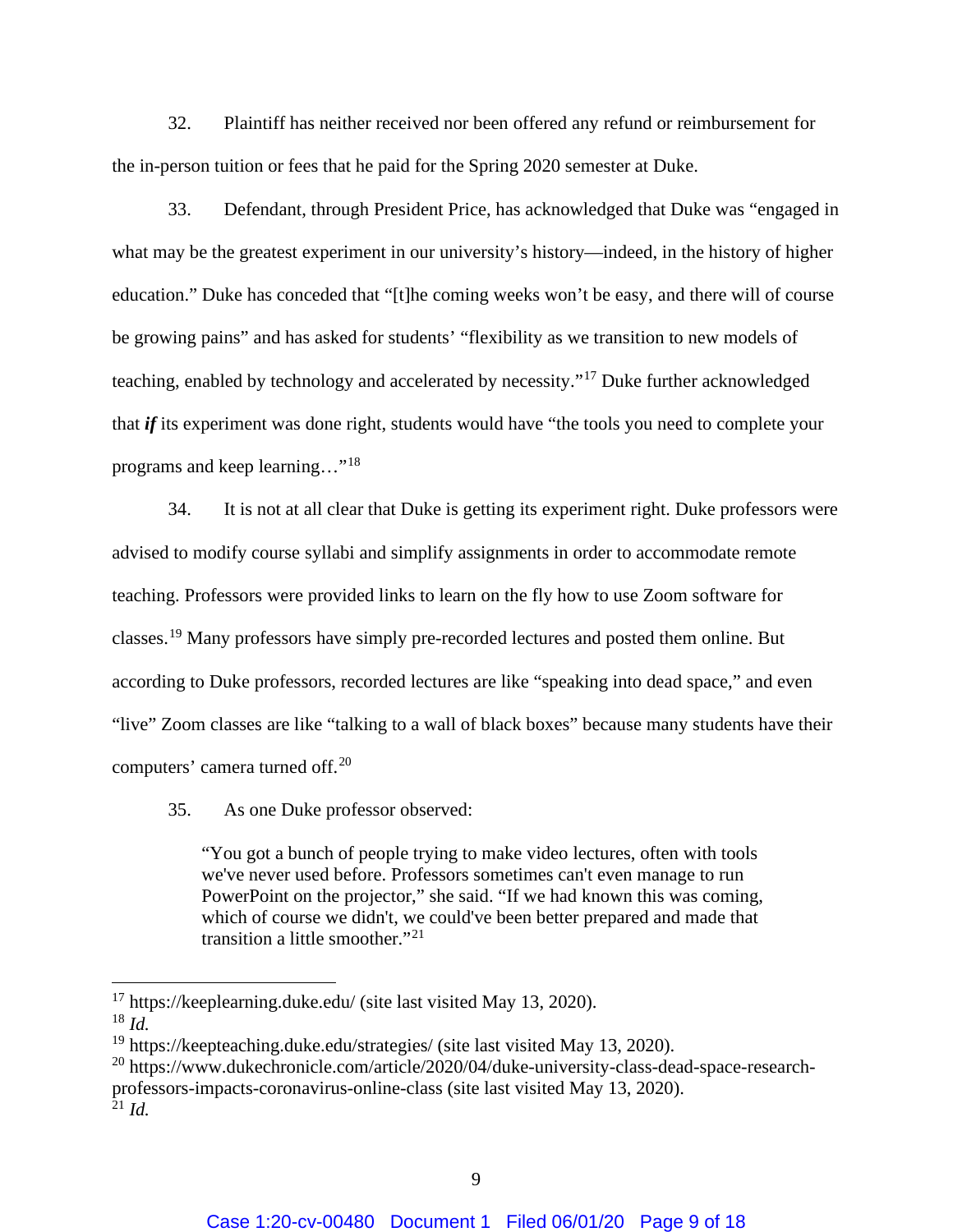32. Plaintiff has neither received nor been offered any refund or reimbursement for the in-person tuition or fees that he paid for the Spring 2020 semester at Duke.

33. Defendant, through President Price, has acknowledged that Duke was "engaged in what may be the greatest experiment in our university's history—indeed, in the history of higher education." Duke has conceded that "[t]he coming weeks won't be easy, and there will of course be growing pains" and has asked for students' "flexibility as we transition to new models of teaching, enabled by technology and accelerated by necessity."[17] Duke further acknowledged that ***if*** its experiment was done right, students would have "the tools you need to complete your programs and keep learning…"[18]

34. It is not at all clear that Duke is getting its experiment right. Duke professors were advised to modify course syllabi and simplify assignments in order to accommodate remote teaching. Professors were provided links to learn on the fly how to use Zoom software for classes.[19] Many professors have simply pre-recorded lectures and posted them online. But according to Duke professors, recorded lectures are like "speaking into dead space," and even "live" Zoom classes are like "talking to a wall of black boxes" because many students have their computers' camera turned off.[20]

35. As one Duke professor observed:

> "You got a bunch of people trying to make video lectures, often with tools we've never used before. Professors sometimes can't even manage to run PowerPoint on the projector," she said. "If we had known this was coming, which of course we didn't, we could've been better prepared and made that transition a little smoother."[21]

---

[17] https://keeplearning.duke.edu/ (site last visited May 13, 2020).
[18] *Id.*
[19] https://keepteaching.duke.edu/strategies/ (site last visited May 13, 2020).
[20] https://www.dukechronicle.com/article/2020/04/duke-university-class-dead-space-research-professors-impacts-coronavirus-online-class (site last visited May 13, 2020).
[21] *Id.*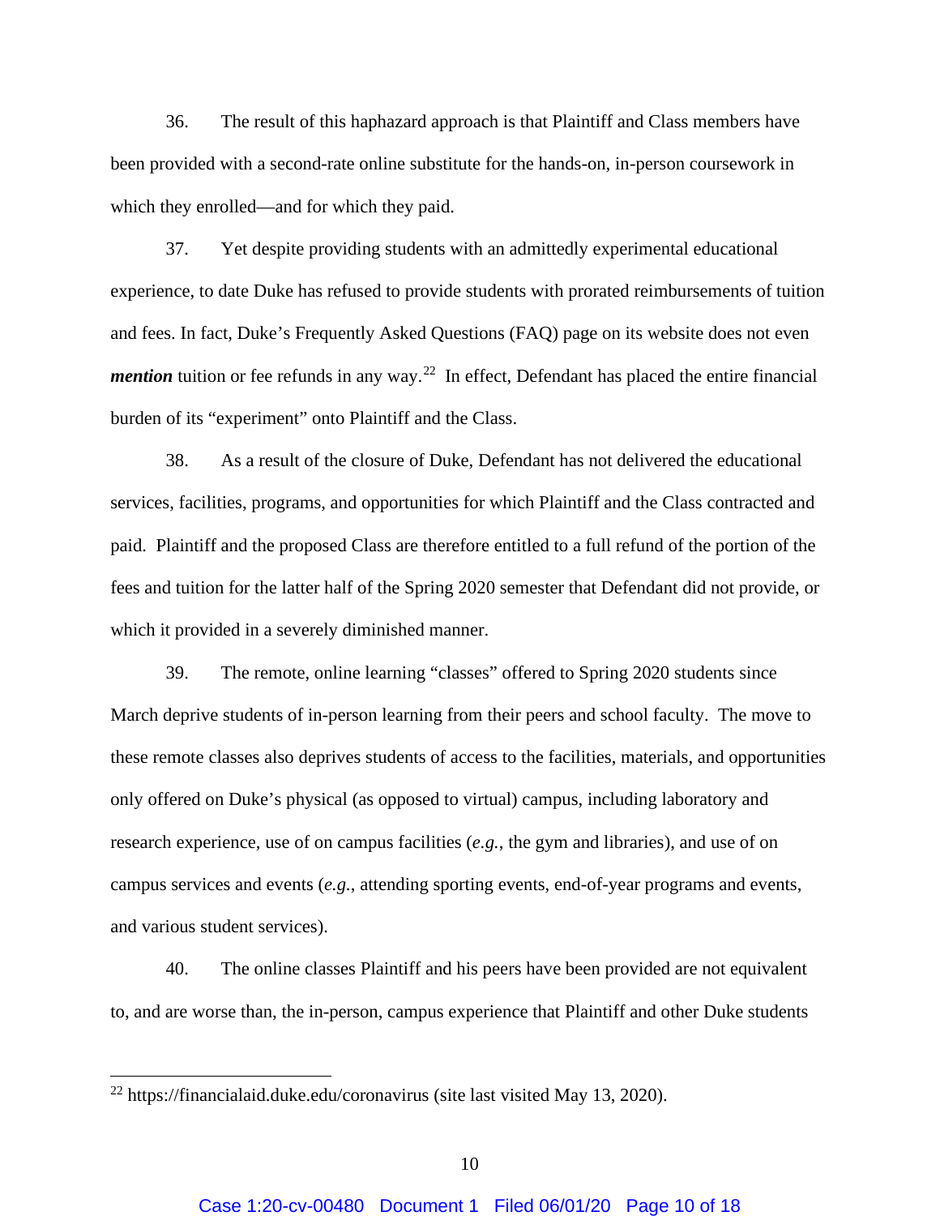36. The result of this haphazard approach is that Plaintiff and Class members have been provided with a second-rate online substitute for the hands-on, in-person coursework in which they enrolled—and for which they paid.

37. Yet despite providing students with an admittedly experimental educational experience, to date Duke has refused to provide students with prorated reimbursements of tuition and fees. In fact, Duke's Frequently Asked Questions (FAQ) page on its website does not even ***mention*** tuition or fee refunds in any way.[22] In effect, Defendant has placed the entire financial burden of its "experiment" onto Plaintiff and the Class.

38. As a result of the closure of Duke, Defendant has not delivered the educational services, facilities, programs, and opportunities for which Plaintiff and the Class contracted and paid. Plaintiff and the proposed Class are therefore entitled to a full refund of the portion of the fees and tuition for the latter half of the Spring 2020 semester that Defendant did not provide, or which it provided in a severely diminished manner.

39. The remote, online learning "classes" offered to Spring 2020 students since March deprive students of in-person learning from their peers and school faculty. The move to these remote classes also deprives students of access to the facilities, materials, and opportunities only offered on Duke's physical (as opposed to virtual) campus, including laboratory and research experience, use of on campus facilities (*e.g.*, the gym and libraries), and use of on campus services and events (*e.g.*, attending sporting events, end-of-year programs and events, and various student services).

40. The online classes Plaintiff and his peers have been provided are not equivalent to, and are worse than, the in-person, campus experience that Plaintiff and other Duke students

---

[22] https://financialaid.duke.edu/coronavirus (site last visited May 13, 2020).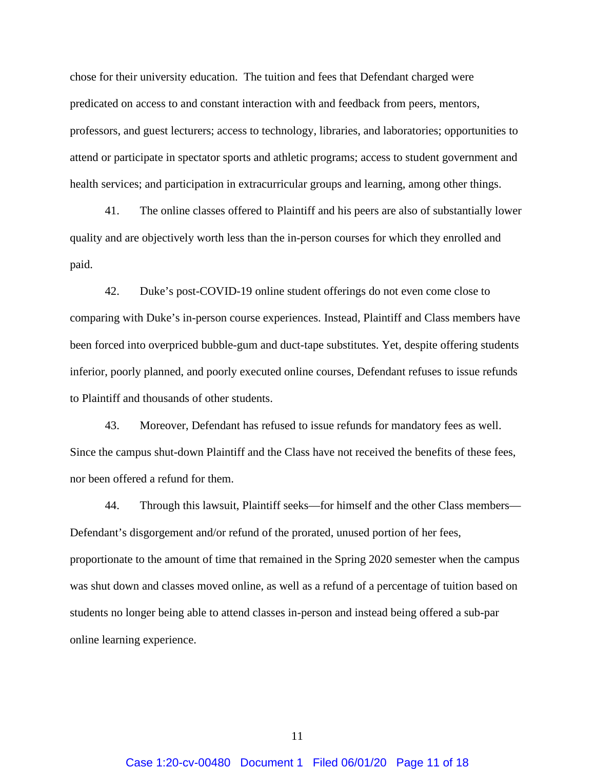chose for their university education. The tuition and fees that Defendant charged were predicated on access to and constant interaction with and feedback from peers, mentors, professors, and guest lecturers; access to technology, libraries, and laboratories; opportunities to attend or participate in spectator sports and athletic programs; access to student government and health services; and participation in extracurricular groups and learning, among other things.

41. The online classes offered to Plaintiff and his peers are also of substantially lower quality and are objectively worth less than the in-person courses for which they enrolled and paid.

42. Duke's post-COVID-19 online student offerings do not even come close to comparing with Duke's in-person course experiences. Instead, Plaintiff and Class members have been forced into overpriced bubble-gum and duct-tape substitutes. Yet, despite offering students inferior, poorly planned, and poorly executed online courses, Defendant refuses to issue refunds to Plaintiff and thousands of other students.

43. Moreover, Defendant has refused to issue refunds for mandatory fees as well. Since the campus shut-down Plaintiff and the Class have not received the benefits of these fees, nor been offered a refund for them.

44. Through this lawsuit, Plaintiff seeks—for himself and the other Class members—Defendant's disgorgement and/or refund of the prorated, unused portion of her fees, proportionate to the amount of time that remained in the Spring 2020 semester when the campus was shut down and classes moved online, as well as a refund of a percentage of tuition based on students no longer being able to attend classes in-person and instead being offered a sub-par online learning experience.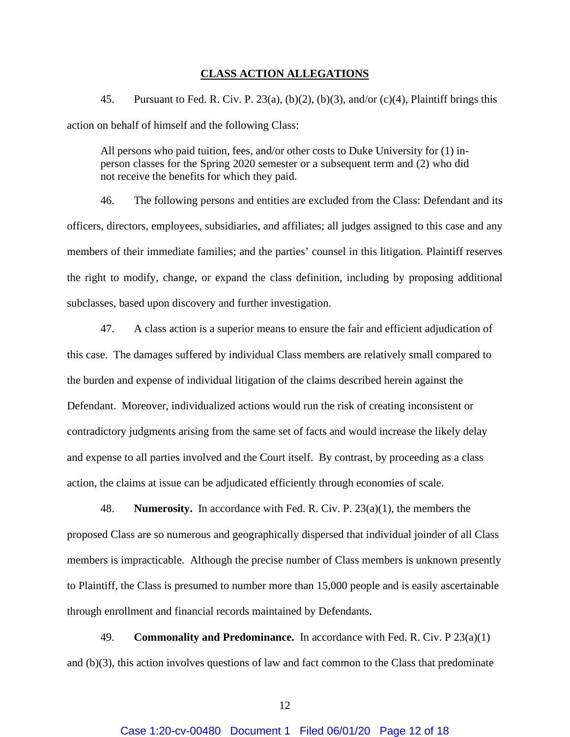## CLASS ACTION ALLEGATIONS

45. Pursuant to Fed. R. Civ. P. 23(a), (b)(2), (b)(3), and/or (c)(4), Plaintiff brings this action on behalf of himself and the following Class:

> All persons who paid tuition, fees, and/or other costs to Duke University for (1) in-person classes for the Spring 2020 semester or a subsequent term and (2) who did not receive the benefits for which they paid.

46. The following persons and entities are excluded from the Class: Defendant and its officers, directors, employees, subsidiaries, and affiliates; all judges assigned to this case and any members of their immediate families; and the parties' counsel in this litigation. Plaintiff reserves the right to modify, change, or expand the class definition, including by proposing additional subclasses, based upon discovery and further investigation.

47. A class action is a superior means to ensure the fair and efficient adjudication of this case. The damages suffered by individual Class members are relatively small compared to the burden and expense of individual litigation of the claims described herein against the Defendant. Moreover, individualized actions would run the risk of creating inconsistent or contradictory judgments arising from the same set of facts and would increase the likely delay and expense to all parties involved and the Court itself. By contrast, by proceeding as a class action, the claims at issue can be adjudicated efficiently through economies of scale.

48. **Numerosity.** In accordance with Fed. R. Civ. P. 23(a)(1), the members the proposed Class are so numerous and geographically dispersed that individual joinder of all Class members is impracticable. Although the precise number of Class members is unknown presently to Plaintiff, the Class is presumed to number more than 15,000 people and is easily ascertainable through enrollment and financial records maintained by Defendants.

49. **Commonality and Predominance.** In accordance with Fed. R. Civ. P 23(a)(1) and (b)(3), this action involves questions of law and fact common to the Class that predominate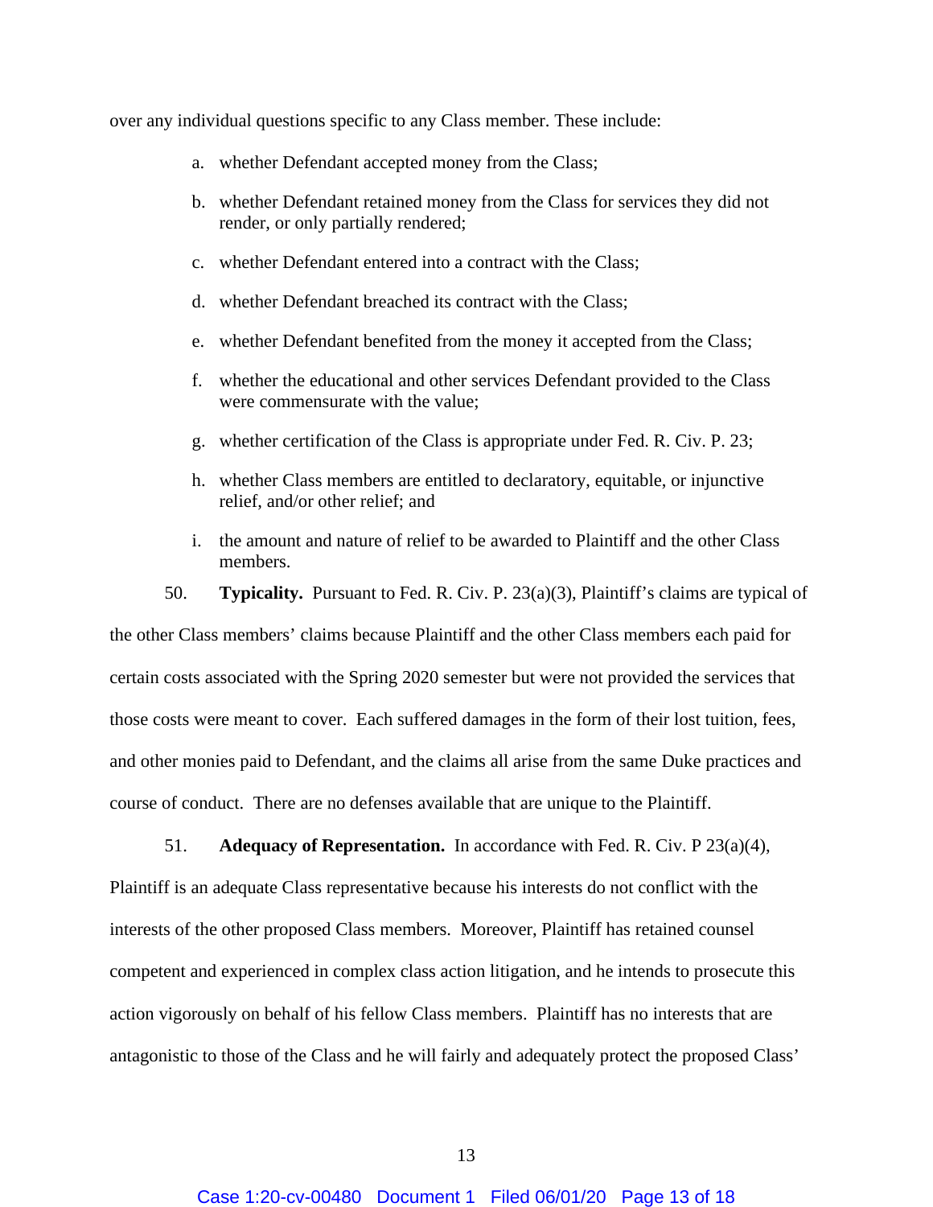over any individual questions specific to any Class member. These include:

a. whether Defendant accepted money from the Class;

b. whether Defendant retained money from the Class for services they did not render, or only partially rendered;

c. whether Defendant entered into a contract with the Class;

d. whether Defendant breached its contract with the Class;

e. whether Defendant benefited from the money it accepted from the Class;

f. whether the educational and other services Defendant provided to the Class were commensurate with the value;

g. whether certification of the Class is appropriate under Fed. R. Civ. P. 23;

h. whether Class members are entitled to declaratory, equitable, or injunctive relief, and/or other relief; and

i. the amount and nature of relief to be awarded to Plaintiff and the other Class members.

50. **Typicality.** Pursuant to Fed. R. Civ. P. 23(a)(3), Plaintiff's claims are typical of the other Class members' claims because Plaintiff and the other Class members each paid for certain costs associated with the Spring 2020 semester but were not provided the services that those costs were meant to cover. Each suffered damages in the form of their lost tuition, fees, and other monies paid to Defendant, and the claims all arise from the same Duke practices and course of conduct. There are no defenses available that are unique to the Plaintiff.

51. **Adequacy of Representation.** In accordance with Fed. R. Civ. P 23(a)(4), Plaintiff is an adequate Class representative because his interests do not conflict with the interests of the other proposed Class members. Moreover, Plaintiff has retained counsel competent and experienced in complex class action litigation, and he intends to prosecute this action vigorously on behalf of his fellow Class members. Plaintiff has no interests that are antagonistic to those of the Class and he will fairly and adequately protect the proposed Class'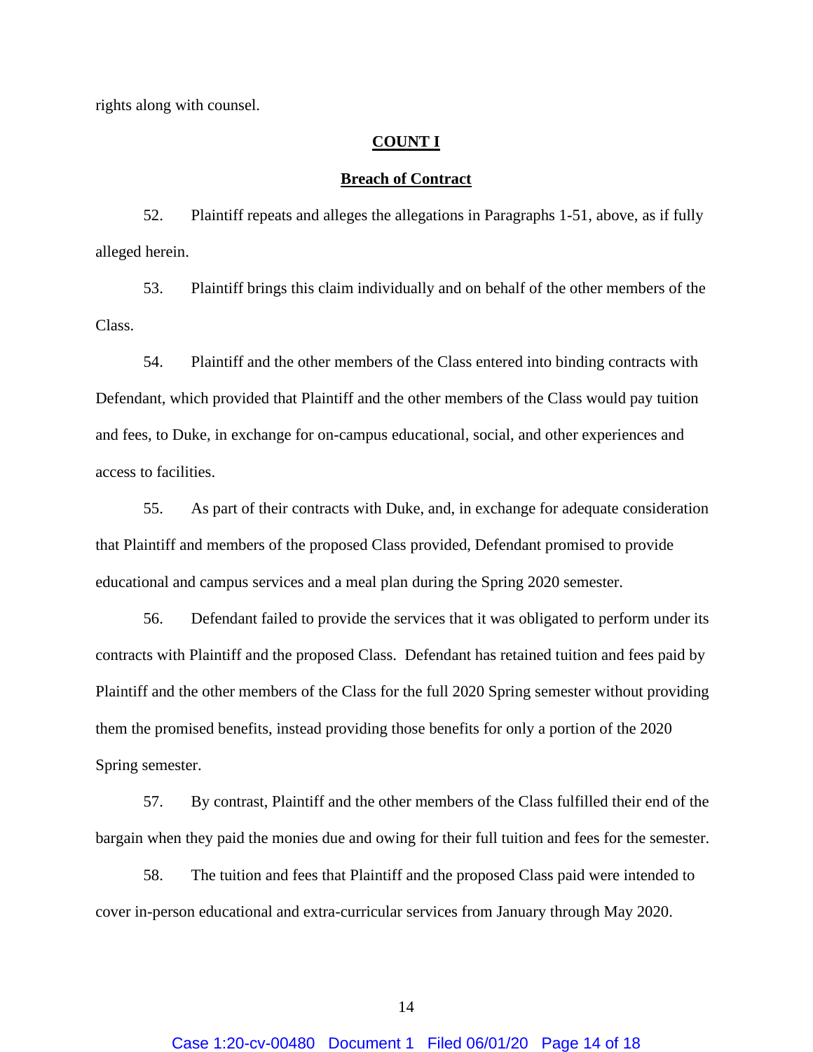rights along with counsel.

**COUNT I**

**Breach of Contract**

52. Plaintiff repeats and alleges the allegations in Paragraphs 1-51, above, as if fully alleged herein.

53. Plaintiff brings this claim individually and on behalf of the other members of the Class.

54. Plaintiff and the other members of the Class entered into binding contracts with Defendant, which provided that Plaintiff and the other members of the Class would pay tuition and fees, to Duke, in exchange for on-campus educational, social, and other experiences and access to facilities.

55. As part of their contracts with Duke, and, in exchange for adequate consideration that Plaintiff and members of the proposed Class provided, Defendant promised to provide educational and campus services and a meal plan during the Spring 2020 semester.

56. Defendant failed to provide the services that it was obligated to perform under its contracts with Plaintiff and the proposed Class. Defendant has retained tuition and fees paid by Plaintiff and the other members of the Class for the full 2020 Spring semester without providing them the promised benefits, instead providing those benefits for only a portion of the 2020 Spring semester.

57. By contrast, Plaintiff and the other members of the Class fulfilled their end of the bargain when they paid the monies due and owing for their full tuition and fees for the semester.

58. The tuition and fees that Plaintiff and the proposed Class paid were intended to cover in-person educational and extra-curricular services from January through May 2020.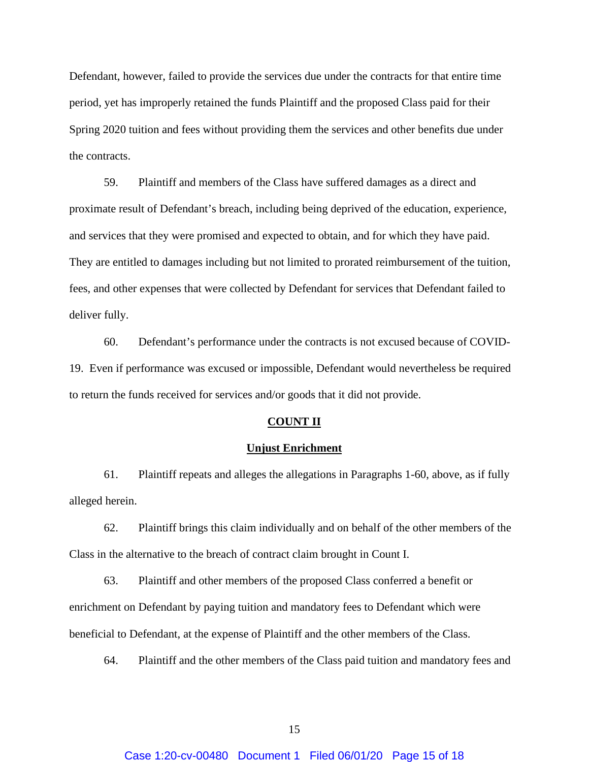Defendant, however, failed to provide the services due under the contracts for that entire time period, yet has improperly retained the funds Plaintiff and the proposed Class paid for their Spring 2020 tuition and fees without providing them the services and other benefits due under the contracts.

59. Plaintiff and members of the Class have suffered damages as a direct and proximate result of Defendant's breach, including being deprived of the education, experience, and services that they were promised and expected to obtain, and for which they have paid. They are entitled to damages including but not limited to prorated reimbursement of the tuition, fees, and other expenses that were collected by Defendant for services that Defendant failed to deliver fully.

60. Defendant's performance under the contracts is not excused because of COVID-19. Even if performance was excused or impossible, Defendant would nevertheless be required to return the funds received for services and/or goods that it did not provide.

## COUNT II

## Unjust Enrichment

61. Plaintiff repeats and alleges the allegations in Paragraphs 1-60, above, as if fully alleged herein.

62. Plaintiff brings this claim individually and on behalf of the other members of the Class in the alternative to the breach of contract claim brought in Count I.

63. Plaintiff and other members of the proposed Class conferred a benefit or enrichment on Defendant by paying tuition and mandatory fees to Defendant which were beneficial to Defendant, at the expense of Plaintiff and the other members of the Class.

64. Plaintiff and the other members of the Class paid tuition and mandatory fees and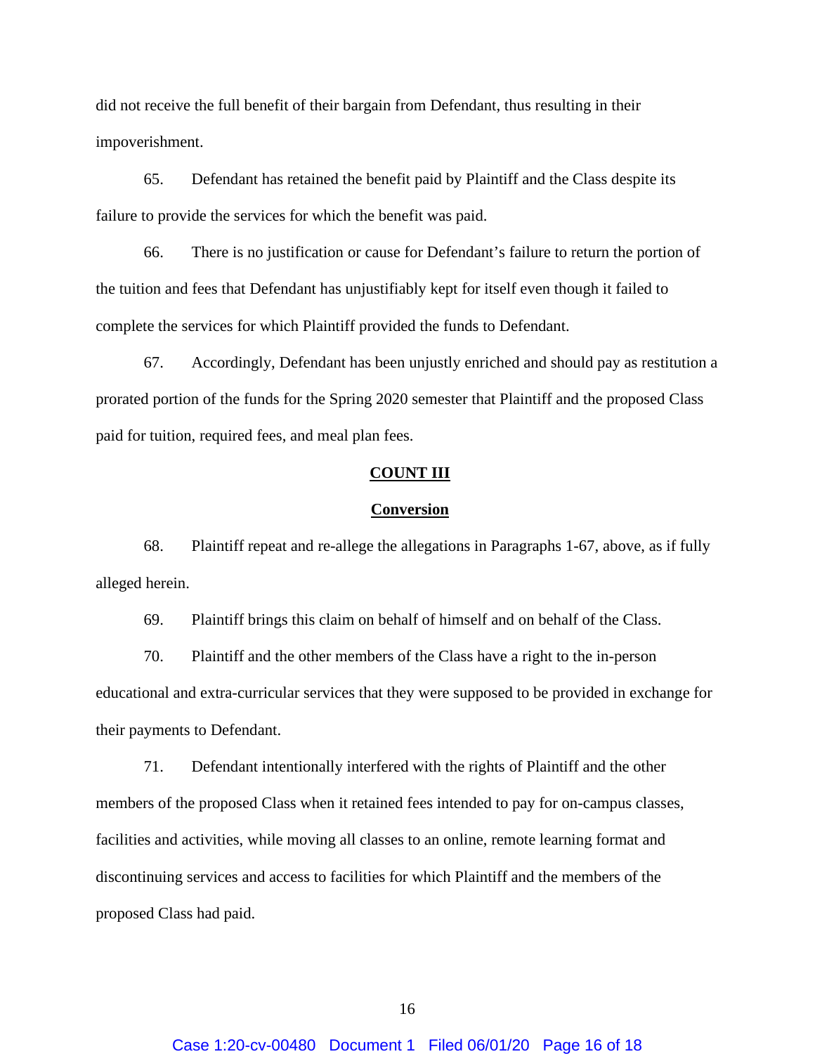did not receive the full benefit of their bargain from Defendant, thus resulting in their impoverishment.

65. Defendant has retained the benefit paid by Plaintiff and the Class despite its failure to provide the services for which the benefit was paid.

66. There is no justification or cause for Defendant's failure to return the portion of the tuition and fees that Defendant has unjustifiably kept for itself even though it failed to complete the services for which Plaintiff provided the funds to Defendant.

67. Accordingly, Defendant has been unjustly enriched and should pay as restitution a prorated portion of the funds for the Spring 2020 semester that Plaintiff and the proposed Class paid for tuition, required fees, and meal plan fees.

## COUNT III

## Conversion

68. Plaintiff repeat and re-allege the allegations in Paragraphs 1-67, above, as if fully alleged herein.

69. Plaintiff brings this claim on behalf of himself and on behalf of the Class.

70. Plaintiff and the other members of the Class have a right to the in-person educational and extra-curricular services that they were supposed to be provided in exchange for their payments to Defendant.

71. Defendant intentionally interfered with the rights of Plaintiff and the other members of the proposed Class when it retained fees intended to pay for on-campus classes, facilities and activities, while moving all classes to an online, remote learning format and discontinuing services and access to facilities for which Plaintiff and the members of the proposed Class had paid.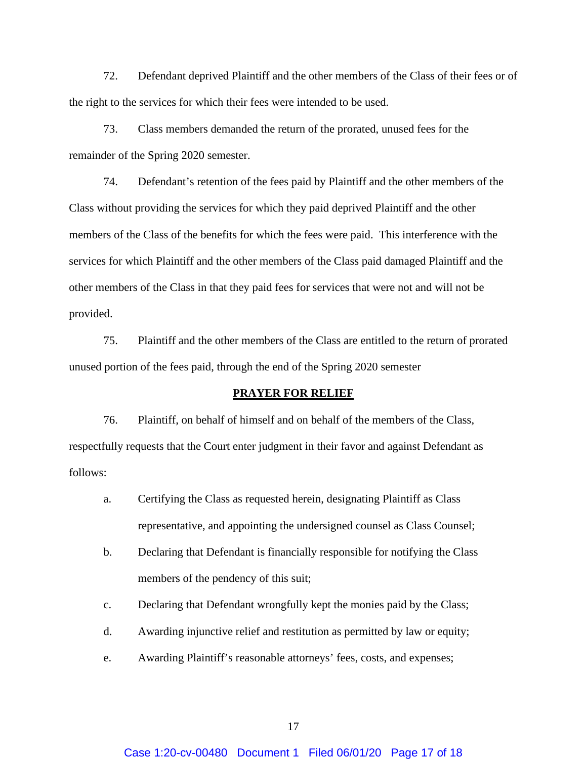72. Defendant deprived Plaintiff and the other members of the Class of their fees or of the right to the services for which their fees were intended to be used.

73. Class members demanded the return of the prorated, unused fees for the remainder of the Spring 2020 semester.

74. Defendant's retention of the fees paid by Plaintiff and the other members of the Class without providing the services for which they paid deprived Plaintiff and the other members of the Class of the benefits for which the fees were paid. This interference with the services for which Plaintiff and the other members of the Class paid damaged Plaintiff and the other members of the Class in that they paid fees for services that were not and will not be provided.

75. Plaintiff and the other members of the Class are entitled to the return of prorated unused portion of the fees paid, through the end of the Spring 2020 semester

**PRAYER FOR RELIEF**

76. Plaintiff, on behalf of himself and on behalf of the members of the Class, respectfully requests that the Court enter judgment in their favor and against Defendant as follows:

a. Certifying the Class as requested herein, designating Plaintiff as Class representative, and appointing the undersigned counsel as Class Counsel;

b. Declaring that Defendant is financially responsible for notifying the Class members of the pendency of this suit;

c. Declaring that Defendant wrongfully kept the monies paid by the Class;

d. Awarding injunctive relief and restitution as permitted by law or equity;

e. Awarding Plaintiff's reasonable attorneys' fees, costs, and expenses;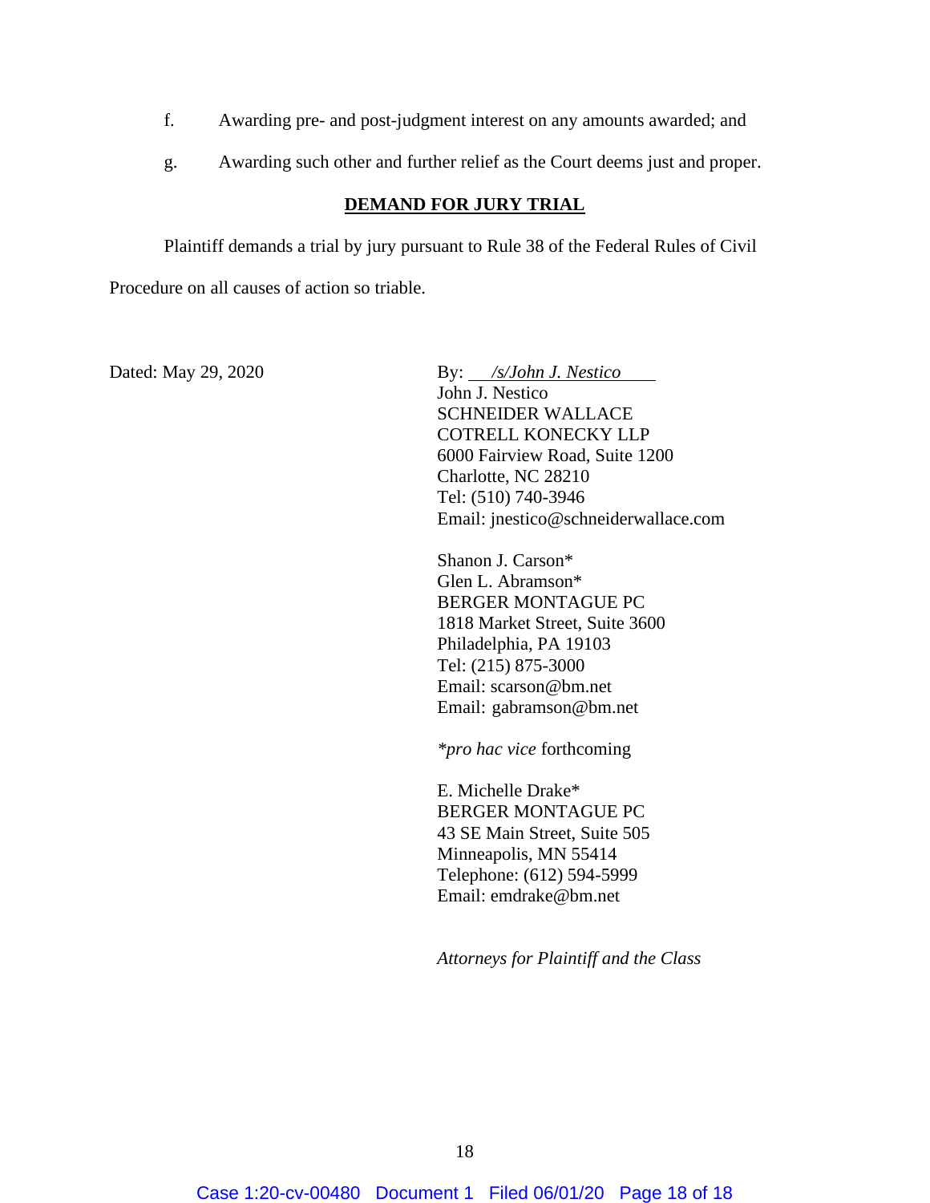f. Awarding pre- and post-judgment interest on any amounts awarded; and

g. Awarding such other and further relief as the Court deems just and proper.

## DEMAND FOR JURY TRIAL

Plaintiff demands a trial by jury pursuant to Rule 38 of the Federal Rules of Civil Procedure on all causes of action so triable.

Dated: May 29, 2020

By: *<u>/s/John J. Nestico</u>*
John J. Nestico
SCHNEIDER WALLACE
COTRELL KONECKY LLP
6000 Fairview Road, Suite 1200
Charlotte, NC 28210
Tel: (510) 740-3946
Email: jnestico@schneiderwallace.com

Shanon J. Carson*
Glen L. Abramson*
BERGER MONTAGUE PC
1818 Market Street, Suite 3600
Philadelphia, PA 19103
Tel: (215) 875-3000
Email: scarson@bm.net
Email: gabramson@bm.net

**pro hac vice* forthcoming

E. Michelle Drake*
BERGER MONTAGUE PC
43 SE Main Street, Suite 505
Minneapolis, MN 55414
Telephone: (612) 594-5999
Email: emdrake@bm.net

*Attorneys for Plaintiff and the Class*